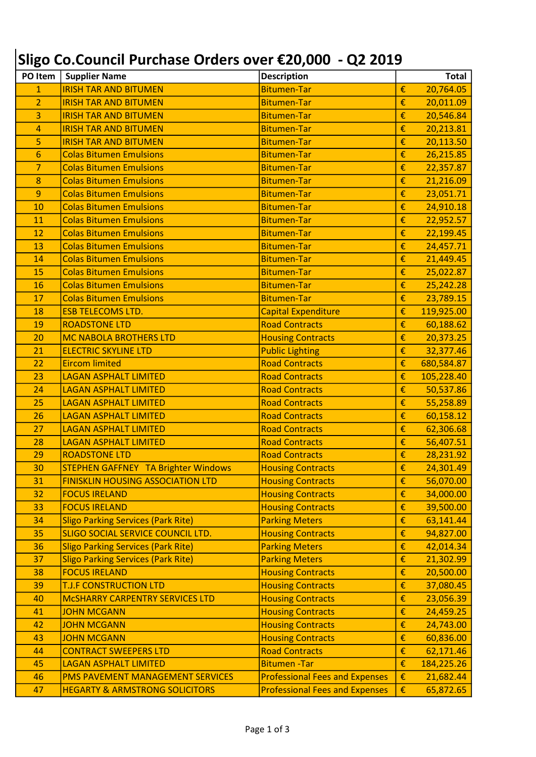# Sligo Co.Council Purchase Orders over €20,000 - Q2 2019

| PO Item | Supplier Name | Description | | Total |
|---|---|---|---|---|
| 1 | IRISH TAR AND BITUMEN | Bitumen-Tar | € | 20,764.05 |
| 2 | IRISH TAR AND BITUMEN | Bitumen-Tar | € | 20,011.09 |
| 3 | IRISH TAR AND BITUMEN | Bitumen-Tar | € | 20,546.84 |
| 4 | IRISH TAR AND BITUMEN | Bitumen-Tar | € | 20,213.81 |
| 5 | IRISH TAR AND BITUMEN | Bitumen-Tar | € | 20,113.50 |
| 6 | Colas Bitumen Emulsions | Bitumen-Tar | € | 26,215.85 |
| 7 | Colas Bitumen Emulsions | Bitumen-Tar | € | 22,357.87 |
| 8 | Colas Bitumen Emulsions | Bitumen-Tar | € | 21,216.09 |
| 9 | Colas Bitumen Emulsions | Bitumen-Tar | € | 23,051.71 |
| 10 | Colas Bitumen Emulsions | Bitumen-Tar | € | 24,910.18 |
| 11 | Colas Bitumen Emulsions | Bitumen-Tar | € | 22,952.57 |
| 12 | Colas Bitumen Emulsions | Bitumen-Tar | € | 22,199.45 |
| 13 | Colas Bitumen Emulsions | Bitumen-Tar | € | 24,457.71 |
| 14 | Colas Bitumen Emulsions | Bitumen-Tar | € | 21,449.45 |
| 15 | Colas Bitumen Emulsions | Bitumen-Tar | € | 25,022.87 |
| 16 | Colas Bitumen Emulsions | Bitumen-Tar | € | 25,242.28 |
| 17 | Colas Bitumen Emulsions | Bitumen-Tar | € | 23,789.15 |
| 18 | ESB TELECOMS LTD. | Capital Expenditure | € | 119,925.00 |
| 19 | ROADSTONE LTD | Road Contracts | € | 60,188.62 |
| 20 | MC NABOLA BROTHERS LTD | Housing Contracts | € | 20,373.25 |
| 21 | ELECTRIC SKYLINE LTD | Public Lighting | € | 32,377.46 |
| 22 | Eircom limited | Road Contracts | € | 680,584.87 |
| 23 | LAGAN ASPHALT LIMITED | Road Contracts | € | 105,228.40 |
| 24 | LAGAN ASPHALT LIMITED | Road Contracts | € | 50,537.86 |
| 25 | LAGAN ASPHALT LIMITED | Road Contracts | € | 55,258.89 |
| 26 | LAGAN ASPHALT LIMITED | Road Contracts | € | 60,158.12 |
| 27 | LAGAN ASPHALT LIMITED | Road Contracts | € | 62,306.68 |
| 28 | LAGAN ASPHALT LIMITED | Road Contracts | € | 56,407.51 |
| 29 | ROADSTONE LTD | Road Contracts | € | 28,231.92 |
| 30 | STEPHEN GAFFNEY TA Brighter Windows | Housing Contracts | € | 24,301.49 |
| 31 | FINISKLIN HOUSING ASSOCIATION LTD | Housing Contracts | € | 56,070.00 |
| 32 | FOCUS IRELAND | Housing Contracts | € | 34,000.00 |
| 33 | FOCUS IRELAND | Housing Contracts | € | 39,500.00 |
| 34 | Sligo Parking Services (Park Rite) | Parking Meters | € | 63,141.44 |
| 35 | SLIGO SOCIAL SERVICE COUNCIL LTD. | Housing Contracts | € | 94,827.00 |
| 36 | Sligo Parking Services (Park Rite) | Parking Meters | € | 42,014.34 |
| 37 | Sligo Parking Services (Park Rite) | Parking Meters | € | 21,302.99 |
| 38 | FOCUS IRELAND | Housing Contracts | € | 20,500.00 |
| 39 | T.J.F CONSTRUCTION LTD | Housing Contracts | € | 37,080.45 |
| 40 | McSHARRY CARPENTRY SERVICES LTD | Housing Contracts | € | 23,056.39 |
| 41 | JOHN MCGANN | Housing Contracts | € | 24,459.25 |
| 42 | JOHN MCGANN | Housing Contracts | € | 24,743.00 |
| 43 | JOHN MCGANN | Housing Contracts | € | 60,836.00 |
| 44 | CONTRACT SWEEPERS LTD | Road Contracts | € | 62,171.46 |
| 45 | LAGAN ASPHALT LIMITED | Bitumen -Tar | € | 184,225.26 |
| 46 | PMS PAVEMENT MANAGEMENT SERVICES | Professional Fees and Expenses | € | 21,682.44 |
| 47 | HEGARTY & ARMSTRONG SOLICITORS | Professional Fees and Expenses | € | 65,872.65 |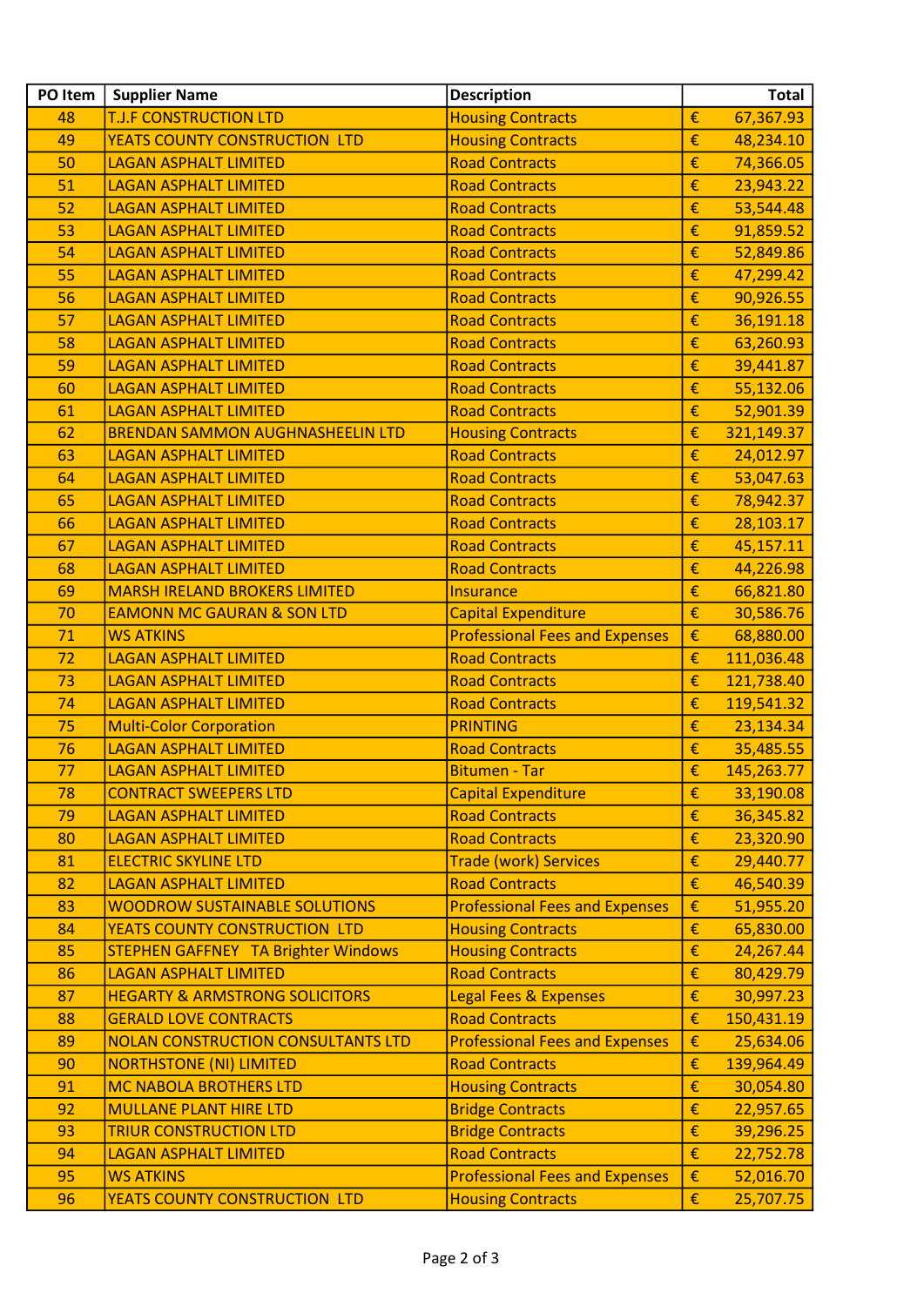| PO Item | Supplier Name | Description | Total |
|---|---|---|---|
| 48 | T.J.F CONSTRUCTION LTD | Housing Contracts | € 67,367.93 |
| 49 | YEATS COUNTY CONSTRUCTION LTD | Housing Contracts | € 48,234.10 |
| 50 | LAGAN ASPHALT LIMITED | Road Contracts | € 74,366.05 |
| 51 | LAGAN ASPHALT LIMITED | Road Contracts | € 23,943.22 |
| 52 | LAGAN ASPHALT LIMITED | Road Contracts | € 53,544.48 |
| 53 | LAGAN ASPHALT LIMITED | Road Contracts | € 91,859.52 |
| 54 | LAGAN ASPHALT LIMITED | Road Contracts | € 52,849.86 |
| 55 | LAGAN ASPHALT LIMITED | Road Contracts | € 47,299.42 |
| 56 | LAGAN ASPHALT LIMITED | Road Contracts | € 90,926.55 |
| 57 | LAGAN ASPHALT LIMITED | Road Contracts | € 36,191.18 |
| 58 | LAGAN ASPHALT LIMITED | Road Contracts | € 63,260.93 |
| 59 | LAGAN ASPHALT LIMITED | Road Contracts | € 39,441.87 |
| 60 | LAGAN ASPHALT LIMITED | Road Contracts | € 55,132.06 |
| 61 | LAGAN ASPHALT LIMITED | Road Contracts | € 52,901.39 |
| 62 | BRENDAN SAMMON AUGHNASHEELIN LTD | Housing Contracts | € 321,149.37 |
| 63 | LAGAN ASPHALT LIMITED | Road Contracts | € 24,012.97 |
| 64 | LAGAN ASPHALT LIMITED | Road Contracts | € 53,047.63 |
| 65 | LAGAN ASPHALT LIMITED | Road Contracts | € 78,942.37 |
| 66 | LAGAN ASPHALT LIMITED | Road Contracts | € 28,103.17 |
| 67 | LAGAN ASPHALT LIMITED | Road Contracts | € 45,157.11 |
| 68 | LAGAN ASPHALT LIMITED | Road Contracts | € 44,226.98 |
| 69 | MARSH IRELAND BROKERS LIMITED | Insurance | € 66,821.80 |
| 70 | EAMONN MC GAURAN & SON LTD | Capital Expenditure | € 30,586.76 |
| 71 | WS ATKINS | Professional Fees and Expenses | € 68,880.00 |
| 72 | LAGAN ASPHALT LIMITED | Road Contracts | € 111,036.48 |
| 73 | LAGAN ASPHALT LIMITED | Road Contracts | € 121,738.40 |
| 74 | LAGAN ASPHALT LIMITED | Road Contracts | € 119,541.32 |
| 75 | Multi-Color Corporation | PRINTING | € 23,134.34 |
| 76 | LAGAN ASPHALT LIMITED | Road Contracts | € 35,485.55 |
| 77 | LAGAN ASPHALT LIMITED | Bitumen - Tar | € 145,263.77 |
| 78 | CONTRACT SWEEPERS LTD | Capital Expenditure | € 33,190.08 |
| 79 | LAGAN ASPHALT LIMITED | Road Contracts | € 36,345.82 |
| 80 | LAGAN ASPHALT LIMITED | Road Contracts | € 23,320.90 |
| 81 | ELECTRIC SKYLINE LTD | Trade (work) Services | € 29,440.77 |
| 82 | LAGAN ASPHALT LIMITED | Road Contracts | € 46,540.39 |
| 83 | WOODROW SUSTAINABLE SOLUTIONS | Professional Fees and Expenses | € 51,955.20 |
| 84 | YEATS COUNTY CONSTRUCTION LTD | Housing Contracts | € 65,830.00 |
| 85 | STEPHEN GAFFNEY TA Brighter Windows | Housing Contracts | € 24,267.44 |
| 86 | LAGAN ASPHALT LIMITED | Road Contracts | € 80,429.79 |
| 87 | HEGARTY & ARMSTRONG SOLICITORS | Legal Fees & Expenses | € 30,997.23 |
| 88 | GERALD LOVE CONTRACTS | Road Contracts | € 150,431.19 |
| 89 | NOLAN CONSTRUCTION CONSULTANTS LTD | Professional Fees and Expenses | € 25,634.06 |
| 90 | NORTHSTONE (NI) LIMITED | Road Contracts | € 139,964.49 |
| 91 | MC NABOLA BROTHERS LTD | Housing Contracts | € 30,054.80 |
| 92 | MULLANE PLANT HIRE LTD | Bridge Contracts | € 22,957.65 |
| 93 | TRIUR CONSTRUCTION LTD | Bridge Contracts | € 39,296.25 |
| 94 | LAGAN ASPHALT LIMITED | Road Contracts | € 22,752.78 |
| 95 | WS ATKINS | Professional Fees and Expenses | € 52,016.70 |
| 96 | YEATS COUNTY CONSTRUCTION LTD | Housing Contracts | € 25,707.75 |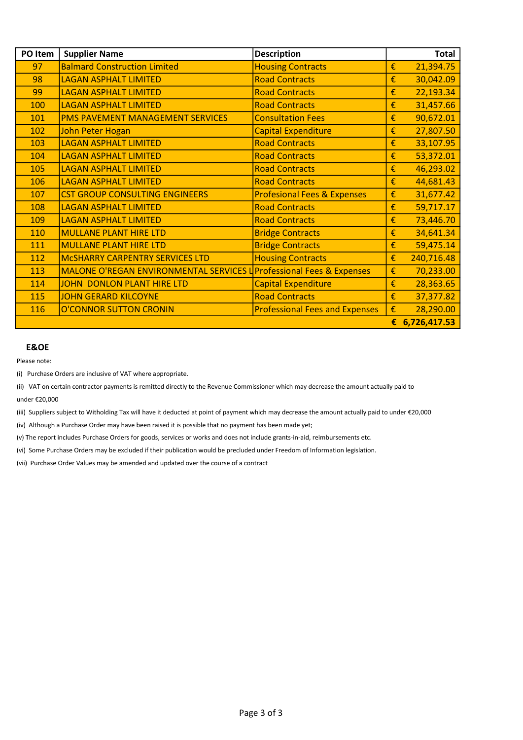| PO Item | Supplier Name | Description | Total |
|---|---|---|---|
| 97 | Balmard Construction Limited | Housing Contracts | € 21,394.75 |
| 98 | LAGAN ASPHALT LIMITED | Road Contracts | € 30,042.09 |
| 99 | LAGAN ASPHALT LIMITED | Road Contracts | € 22,193.34 |
| 100 | LAGAN ASPHALT LIMITED | Road Contracts | € 31,457.66 |
| 101 | PMS PAVEMENT MANAGEMENT SERVICES | Consultation Fees | € 90,672.01 |
| 102 | John Peter Hogan | Capital Expenditure | € 27,807.50 |
| 103 | LAGAN ASPHALT LIMITED | Road Contracts | € 33,107.95 |
| 104 | LAGAN ASPHALT LIMITED | Road Contracts | € 53,372.01 |
| 105 | LAGAN ASPHALT LIMITED | Road Contracts | € 46,293.02 |
| 106 | LAGAN ASPHALT LIMITED | Road Contracts | € 44,681.43 |
| 107 | CST GROUP CONSULTING ENGINEERS | Profesional Fees & Expenses | € 31,677.42 |
| 108 | LAGAN ASPHALT LIMITED | Road Contracts | € 59,717.17 |
| 109 | LAGAN ASPHALT LIMITED | Road Contracts | € 73,446.70 |
| 110 | MULLANE PLANT HIRE LTD | Bridge Contracts | € 34,641.34 |
| 111 | MULLANE PLANT HIRE LTD | Bridge Contracts | € 59,475.14 |
| 112 | McSHARRY CARPENTRY SERVICES LTD | Housing Contracts | € 240,716.48 |
| 113 | MALONE O'REGAN ENVIRONMENTAL SERVICES L | Professional Fees & Expenses | € 70,233.00 |
| 114 | JOHN DONLON PLANT HIRE LTD | Capital Expenditure | € 28,363.65 |
| 115 | JOHN GERARD KILCOYNE | Road Contracts | € 37,377.82 |
| 116 | O'CONNOR SUTTON CRONIN | Professional Fees and Expenses | € 28,290.00 |
| | | | **€ 6,726,417.53** |

**E&OE**

Please note:

(i) Purchase Orders are inclusive of VAT where appropriate.

(ii) VAT on certain contractor payments is remitted directly to the Revenue Commissioner which may decrease the amount actually paid to under €20,000

(iii) Suppliers subject to Witholding Tax will have it deducted at point of payment which may decrease the amount actually paid to under €20,000

(iv) Although a Purchase Order may have been raised it is possible that no payment has been made yet;

(v) The report includes Purchase Orders for goods, services or works and does not include grants-in-aid, reimbursements etc.

(vi) Some Purchase Orders may be excluded if their publication would be precluded under Freedom of Information legislation.

(vii) Purchase Order Values may be amended and updated over the course of a contract